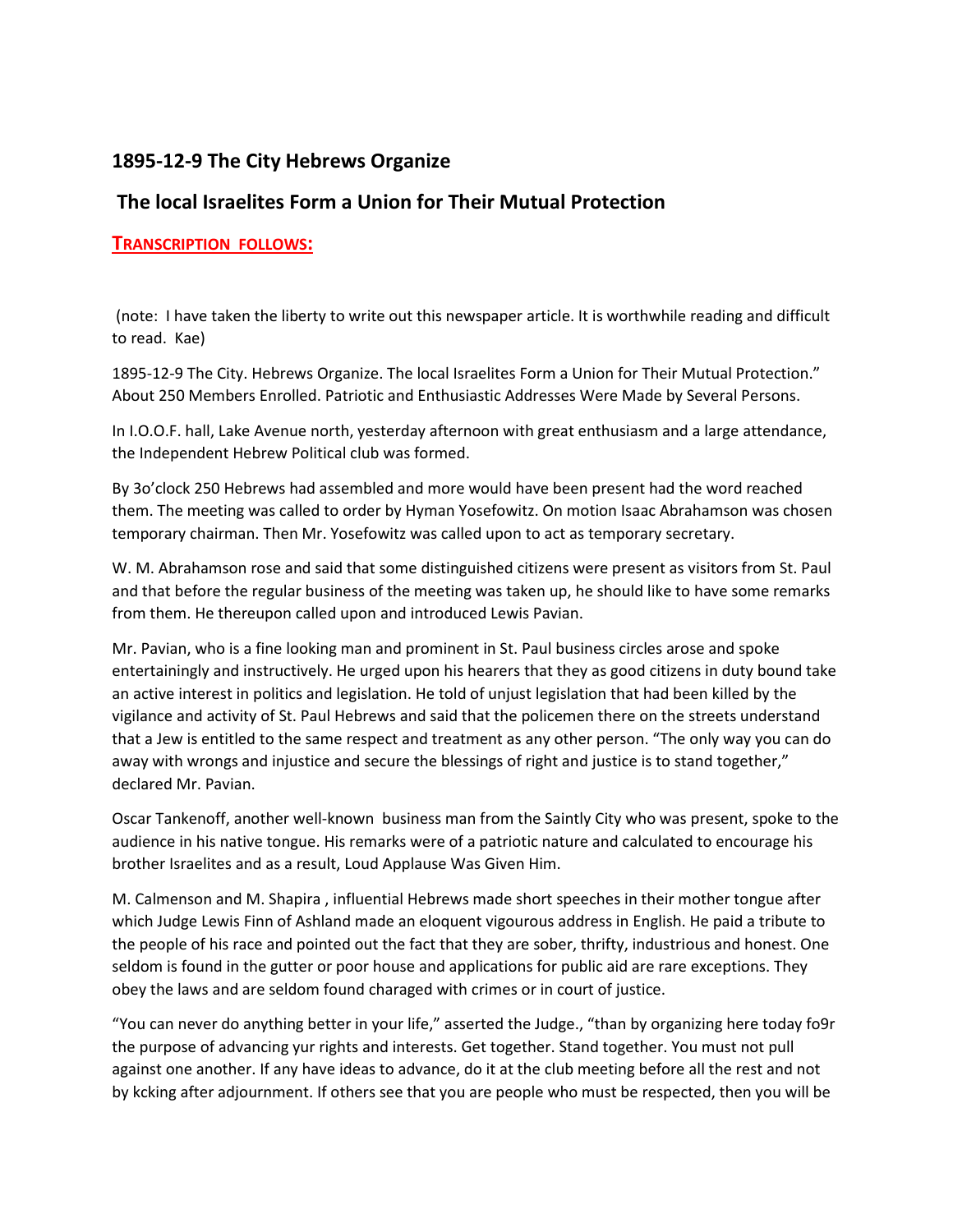## 1895-12-9 The City Hebrews Organize

## The local Israelites Form a Union for Their Mutual Protection

**TRANSCRIPTION FOLLOWS:**

(note: I have taken the liberty to write out this newspaper article. It is worthwhile reading and difficult to read. Kae)

1895-12-9 The City. Hebrews Organize. The local Israelites Form a Union for Their Mutual Protection." About 250 Members Enrolled. Patriotic and Enthusiastic Addresses Were Made by Several Persons.

In I.O.O.F. hall, Lake Avenue north, yesterday afternoon with great enthusiasm and a large attendance, the Independent Hebrew Political club was formed.

By 3o'clock 250 Hebrews had assembled and more would have been present had the word reached them. The meeting was called to order by Hyman Yosefowitz. On motion Isaac Abrahamson was chosen temporary chairman. Then Mr. Yosefowitz was called upon to act as temporary secretary.

W. M. Abrahamson rose and said that some distinguished citizens were present as visitors from St. Paul and that before the regular business of the meeting was taken up, he should like to have some remarks from them. He thereupon called upon and introduced Lewis Pavian.

Mr. Pavian, who is a fine looking man and prominent in St. Paul business circles arose and spoke entertainingly and instructively. He urged upon his hearers that they as good citizens in duty bound take an active interest in politics and legislation. He told of unjust legislation that had been killed by the vigilance and activity of St. Paul Hebrews and said that the policemen there on the streets understand that a Jew is entitled to the same respect and treatment as any other person. "The only way you can do away with wrongs and injustice and secure the blessings of right and justice is to stand together," declared Mr. Pavian.

Oscar Tankenoff, another well-known business man from the Saintly City who was present, spoke to the audience in his native tongue. His remarks were of a patriotic nature and calculated to encourage his brother Israelites and as a result, Loud Applause Was Given Him.

M. Calmenson and M. Shapira , influential Hebrews made short speeches in their mother tongue after which Judge Lewis Finn of Ashland made an eloquent vigourous address in English. He paid a tribute to the people of his race and pointed out the fact that they are sober, thrifty, industrious and honest. One seldom is found in the gutter or poor house and applications for public aid are rare exceptions. They obey the laws and are seldom found charaged with crimes or in court of justice.

"You can never do anything better in your life," asserted the Judge., "than by organizing here today fo9r the purpose of advancing yur rights and interests. Get together. Stand together. You must not pull against one another. If any have ideas to advance, do it at the club meeting before all the rest and not by kcking after adjournment. If others see that you are people who must be respected, then you will be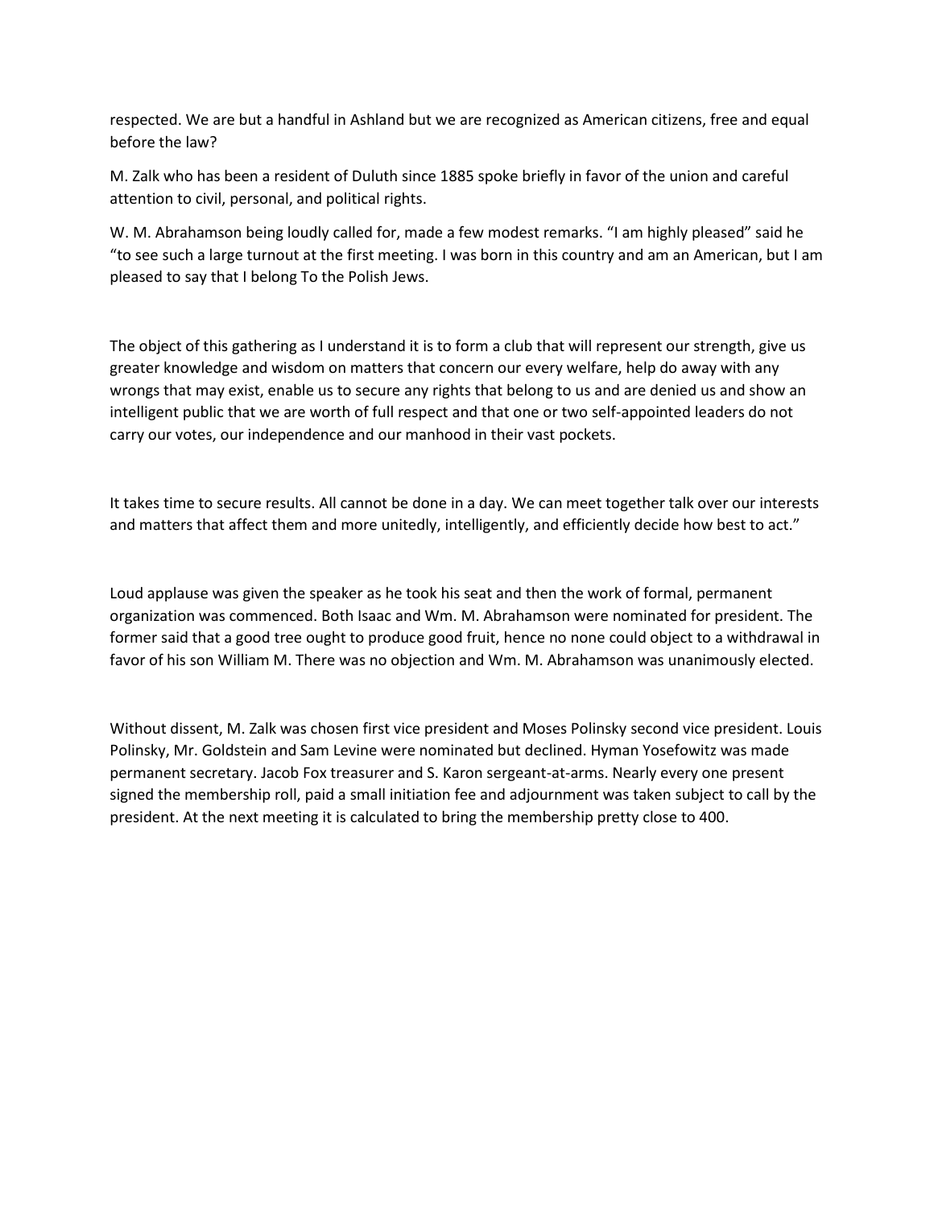respected. We are but a handful in Ashland but we are recognized as American citizens, free and equal before the law?

M. Zalk who has been a resident of Duluth since 1885 spoke briefly in favor of the union and careful attention to civil, personal, and political rights.

W. M. Abrahamson being loudly called for, made a few modest remarks. "I am highly pleased" said he "to see such a large turnout at the first meeting. I was born in this country and am an American, but I am pleased to say that I belong To the Polish Jews.

The object of this gathering as I understand it is to form a club that will represent our strength, give us greater knowledge and wisdom on matters that concern our every welfare, help do away with any wrongs that may exist, enable us to secure any rights that belong to us and are denied us and show an intelligent public that we are worth of full respect and that one or two self-appointed leaders do not carry our votes, our independence and our manhood in their vast pockets.

It takes time to secure results. All cannot be done in a day. We can meet together talk over our interests and matters that affect them and more unitedly, intelligently, and efficiently decide how best to act."

Loud applause was given the speaker as he took his seat and then the work of formal, permanent organization was commenced. Both Isaac and Wm. M. Abrahamson were nominated for president. The former said that a good tree ought to produce good fruit, hence no none could object to a withdrawal in favor of his son William M. There was no objection and Wm. M. Abrahamson was unanimously elected.

Without dissent, M. Zalk was chosen first vice president and Moses Polinsky second vice president. Louis Polinsky, Mr. Goldstein and Sam Levine were nominated but declined. Hyman Yosefowitz was made permanent secretary. Jacob Fox treasurer and S. Karon sergeant-at-arms. Nearly every one present signed the membership roll, paid a small initiation fee and adjournment was taken subject to call by the president. At the next meeting it is calculated to bring the membership pretty close to 400.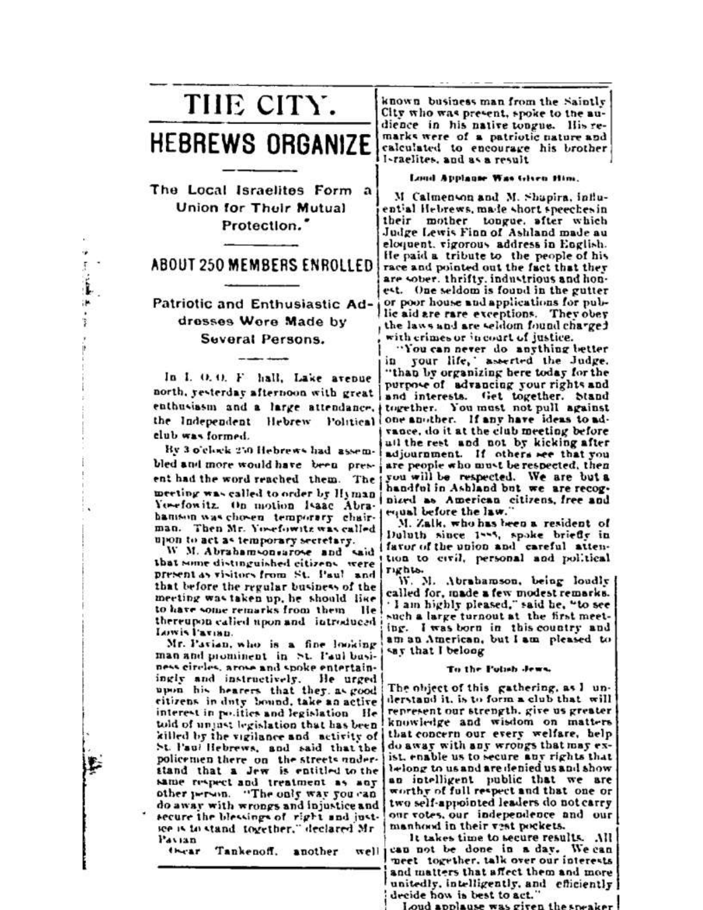# THE CITY.

## HEBREWS ORGANIZE

### The Local Israelites Form a Union for Their Mutual Protection.

### ABOUT 250 MEMBERS ENROLLED

### Patriotic and Enthusiastic Addresses Were Made by Several Persons.

In I. O. O. F. hall, Lake avenue north, yesterday afternoon with great enthusiasm and a large attendance, the Independent Hebrew Political club was formed.

By 3 o'clock 250 Hebrews had assembled and more would have been present had the word reached them. The meeting was called to order by Hyman Yosefowitz. On motion Isaac Abrahamson was chosen temporary chairman. Then Mr. Yosefowitz was called upon to act as temporary secretary.

W. M. Abrahamson arose and said that some distinguished citizens were present as visitors from St. Paul and that before the regular business of the meeting was taken up, he should like to have some remarks from them. He thereupon called upon and introduced Lewis Pavian.

Mr. Pavian, who is a fine looking man and prominent in St. Paul business circles, arose and spoke entertainingly and instructively. He urged upon his hearers that they, as good citizens in duty bound, take an active interest in politics and legislation. He told of unjust legislation that has been killed by the vigilance and activity of St. Paul Hebrews, and said that the policemen there on the streets understand that a Jew is entitled to the same respect and treatment as any other person. "The only way you can do away with wrongs and injustice and secure the blessings of right and justice is to stand together," declared Mr. Pavian.

Oscar Tankenoff, another well known business man from the Saintly City who was present, spoke to the audience in his native tongue. His remarks were of a patriotic nature and calculated to encourage his brother Israelites, and as a result

#### Loud Applause Was Given Him.

M. Calmenson and M. Shapira, influential Hebrews, made short speeches in their mother tongue, after which Judge Lewis Finn of Ashland made an eloquent, vigorous address in English. He paid a tribute to the people of his race and pointed out the fact that they are sober, thrifty, industrious and honest. One seldom is found in the gutter or poor house and applications for public aid are rare exceptions. They obey the laws and are seldom found charged with crimes or in court of justice.

"You can never do anything better in your life," asserted the Judge, "than by organizing here today for the purpose of advancing your rights and and interests. Get together. Stand together. You must not pull against one another. If any have ideas to advance, do it at the club meeting before all the rest and not by kicking after adjournment. If others see that you are people who must be respected, then you will be respected. We are but a handful in Ashland but we are recognized as American citizens, free and equal before the law."

M. Zalk, who has been a resident of Duluth since 1885, spoke briefly in favor of the union and careful attention to civil, personal and political rights.

W. M. Abrahamson, being loudly called for, made a few modest remarks. "I am highly pleased," said he, "to see such a large turnout at the first meeting. I was born in this country and am an American, but I am pleased to say that I belong

#### To the Polish Jews.

The object of this gathering, as I understand it, is to form a club that will represent our strength, give us greater knowledge and wisdom on matters that concern our every welfare, help do away with any wrongs that may exist, enable us to secure any rights that belong to us and are denied us and show an intelligent public that we are worthy of full respect and that one or two self-appointed leaders do not carry our votes, our independence and our manhood in their vest pockets.

It takes time to secure results. All can not be done in a day. We can meet together, talk over our interests and matters that affect them and more unitedly, intelligently, and efficiently decide how is best to act."

Loud applause was given the speaker